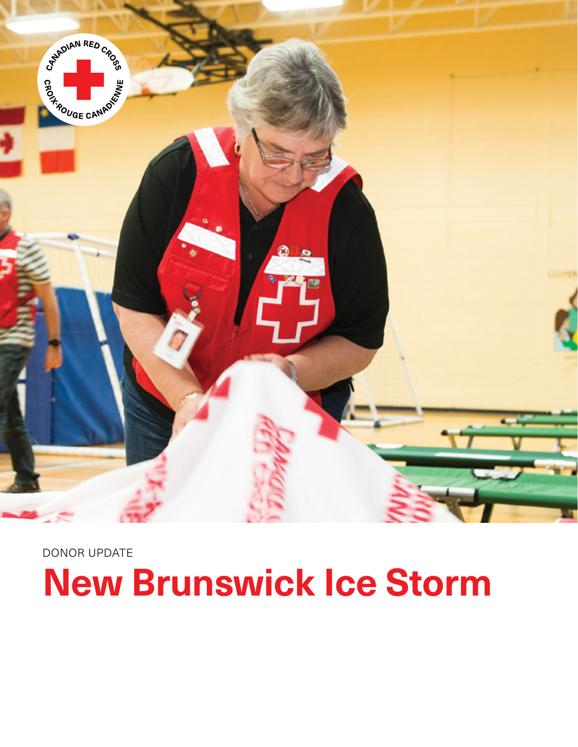DONOR UPDATE

# New Brunswick Ice Storm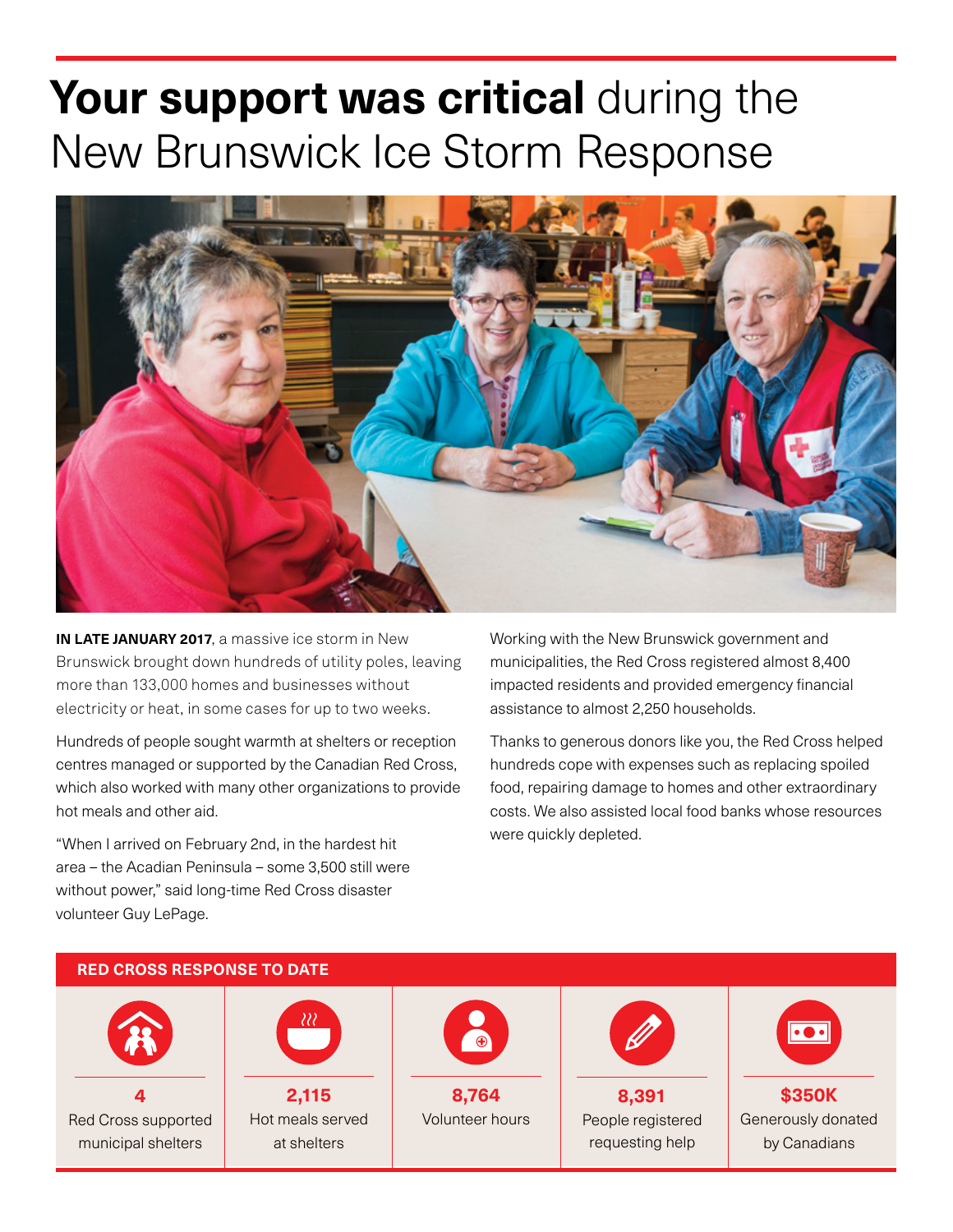# **Your support was critical** during the New Brunswick Ice Storm Response

**IN LATE JANUARY 2017**, a massive ice storm in New Brunswick brought down hundreds of utility poles, leaving more than 133,000 homes and businesses without electricity or heat, in some cases for up to two weeks.

Hundreds of people sought warmth at shelters or reception centres managed or supported by the Canadian Red Cross, which also worked with many other organizations to provide hot meals and other aid.

"When I arrived on February 2nd, in the hardest hit area – the Acadian Peninsula – some 3,500 still were without power," said long-time Red Cross disaster volunteer Guy LePage.

Working with the New Brunswick government and municipalities, the Red Cross registered almost 8,400 impacted residents and provided emergency financial assistance to almost 2,250 households.

Thanks to generous donors like you, the Red Cross helped hundreds cope with expenses such as replacing spoiled food, repairing damage to homes and other extraordinary costs. We also assisted local food banks whose resources were quickly depleted.

## RED CROSS RESPONSE TO DATE

| 4 | 2,115 | 8,764 | 8,391 | $350K |
|---|---|---|---|---|
| Red Cross supported municipal shelters | Hot meals served at shelters | Volunteer hours | People registered requesting help | Generously donated by Canadians |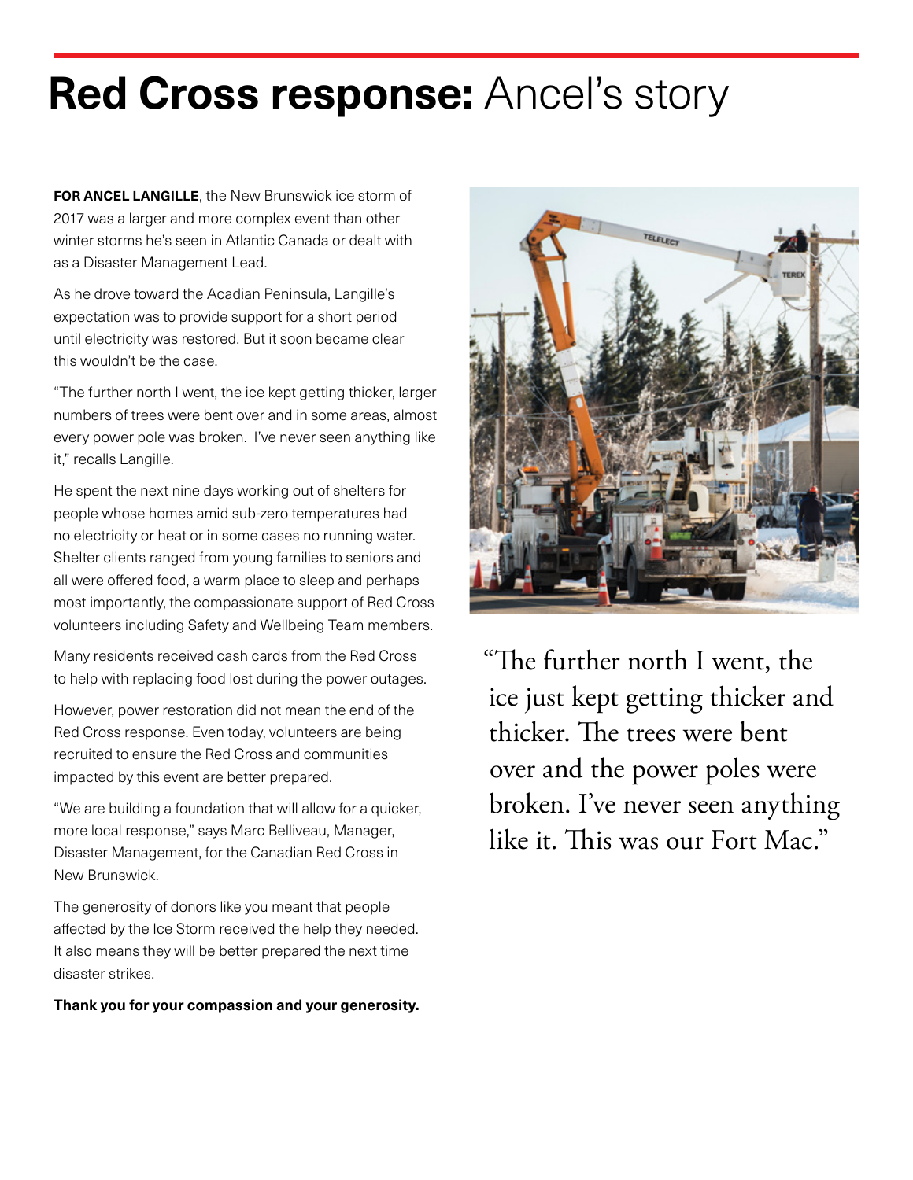# **Red Cross response:** Ancel's story

**FOR ANCEL LANGILLE**, the New Brunswick ice storm of 2017 was a larger and more complex event than other winter storms he's seen in Atlantic Canada or dealt with as a Disaster Management Lead.

As he drove toward the Acadian Peninsula, Langille's expectation was to provide support for a short period until electricity was restored. But it soon became clear this wouldn't be the case.

"The further north I went, the ice kept getting thicker, larger numbers of trees were bent over and in some areas, almost every power pole was broken. I've never seen anything like it," recalls Langille.

He spent the next nine days working out of shelters for people whose homes amid sub-zero temperatures had no electricity or heat or in some cases no running water. Shelter clients ranged from young families to seniors and all were offered food, a warm place to sleep and perhaps most importantly, the compassionate support of Red Cross volunteers including Safety and Wellbeing Team members.

Many residents received cash cards from the Red Cross to help with replacing food lost during the power outages.

However, power restoration did not mean the end of the Red Cross response. Even today, volunteers are being recruited to ensure the Red Cross and communities impacted by this event are better prepared.

"We are building a foundation that will allow for a quicker, more local response," says Marc Belliveau, Manager, Disaster Management, for the Canadian Red Cross in New Brunswick.

The generosity of donors like you meant that people affected by the Ice Storm received the help they needed. It also means they will be better prepared the next time disaster strikes.

**Thank you for your compassion and your generosity.**

> "The further north I went, the ice just kept getting thicker and thicker. The trees were bent over and the power poles were broken. I've never seen anything like it. This was our Fort Mac."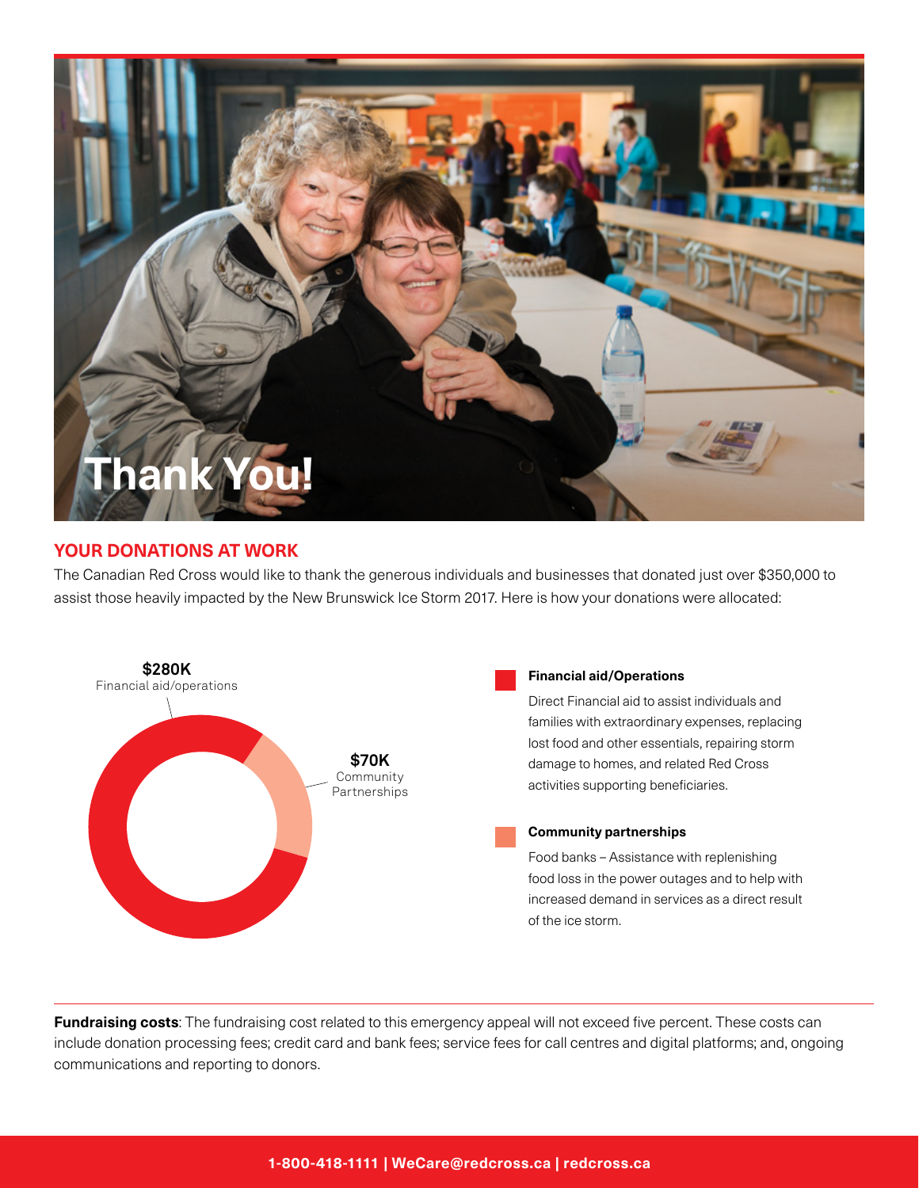# Thank You!

## YOUR DONATIONS AT WORK

The Canadian Red Cross would like to thank the generous individuals and businesses that donated just over $350,000 to assist those heavily impacted by the New Brunswick Ice Storm 2017. Here is how your donations were allocated:

$280K
Financial aid/operations

$70K
Community Partnerships

**Financial aid/Operations**

Direct Financial aid to assist individuals and families with extraordinary expenses, replacing lost food and other essentials, repairing storm damage to homes, and related Red Cross activities supporting beneficiaries.

**Community partnerships**

Food banks – Assistance with replenishing food loss in the power outages and to help with increased demand in services as a direct result of the ice storm.

---

**Fundraising costs**: The fundraising cost related to this emergency appeal will not exceed five percent. These costs can include donation processing fees; credit card and bank fees; service fees for call centres and digital platforms; and, ongoing communications and reporting to donors.

**1-800-418-1111 | WeCare@redcross.ca | redcross.ca**